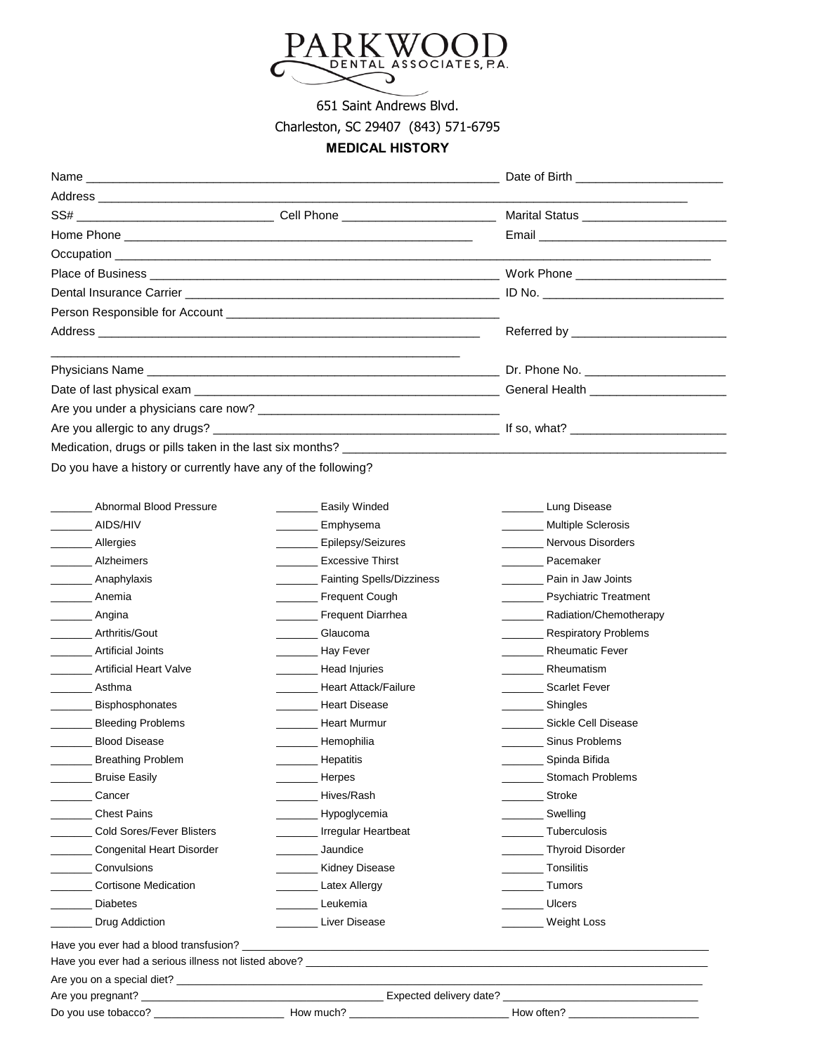# PARKWOOD
DENTAL ASSOCIATES, P.A.

651 Saint Andrews Blvd.
Charleston, SC 29407 (843) 571-6795

## MEDICAL HISTORY

Name ______________________________ Date of Birth ____________________

Address ____________________________________________

SS# ____________________ Cell Phone ____________________ Marital Status ____________________

Home Phone ______________________________ Email ____________________

Occupation ____________________________________________

Place of Business ______________________________ Work Phone ____________________

Dental Insurance Carrier ______________________________ ID No. ____________________

Person Responsible for Account ______________________________

Address ______________________________ Referred by ____________________

______________________________

Physicians Name ______________________________ Dr. Phone No. ____________________

Date of last physical exam ______________________________ General Health ____________________

Are you under a physicians care now? ______________________________

Are you allergic to any drugs? ______________________________ If so, what? ____________________

Medication, drugs or pills taken in the last six months? ______________________________

Do you have a history or currently have any of the following?

_______ Abnormal Blood Pressure
_______ AIDS/HIV
_______ Allergies
_______ Alzheimers
_______ Anaphylaxis
_______ Anemia
_______ Angina
_______ Arthritis/Gout
_______ Artificial Joints
_______ Artificial Heart Valve
_______ Asthma
_______ Bisphosphonates
_______ Bleeding Problems
_______ Blood Disease
_______ Breathing Problem
_______ Bruise Easily
_______ Cancer
_______ Chest Pains
_______ Cold Sores/Fever Blisters
_______ Congenital Heart Disorder
_______ Convulsions
_______ Cortisone Medication
_______ Diabetes
_______ Drug Addiction
_______ Easily Winded
_______ Emphysema
_______ Epilepsy/Seizures
_______ Excessive Thirst
_______ Fainting Spells/Dizziness
_______ Frequent Cough
_______ Frequent Diarrhea
_______ Glaucoma
_______ Hay Fever
_______ Head Injuries
_______ Heart Attack/Failure
_______ Heart Disease
_______ Heart Murmur
_______ Hemophilia
_______ Hepatitis
_______ Herpes
_______ Hives/Rash
_______ Hypoglycemia
_______ Irregular Heartbeat
_______ Jaundice
_______ Kidney Disease
_______ Latex Allergy
_______ Leukemia
_______ Liver Disease
_______ Lung Disease
_______ Multiple Sclerosis
_______ Nervous Disorders
_______ Pacemaker
_______ Pain in Jaw Joints
_______ Psychiatric Treatment
_______ Radiation/Chemotherapy
_______ Respiratory Problems
_______ Rheumatic Fever
_______ Rheumatism
_______ Scarlet Fever
_______ Shingles
_______ Sickle Cell Disease
_______ Sinus Problems
_______ Spinda Bifida
_______ Stomach Problems
_______ Stroke
_______ Swelling
_______ Tuberculosis
_______ Thyroid Disorder
_______ Tonsilitis
_______ Tumors
_______ Ulcers
_______ Weight Loss

Have you ever had a blood transfusion? ______________________________

Have you ever had a serious illness not listed above? ______________________________

Are you on a special diet? ______________________________

Are you pregnant? ____________________ Expected delivery date? ____________________

Do you use tobacco? ____________________ How much? ____________________ How often? ____________________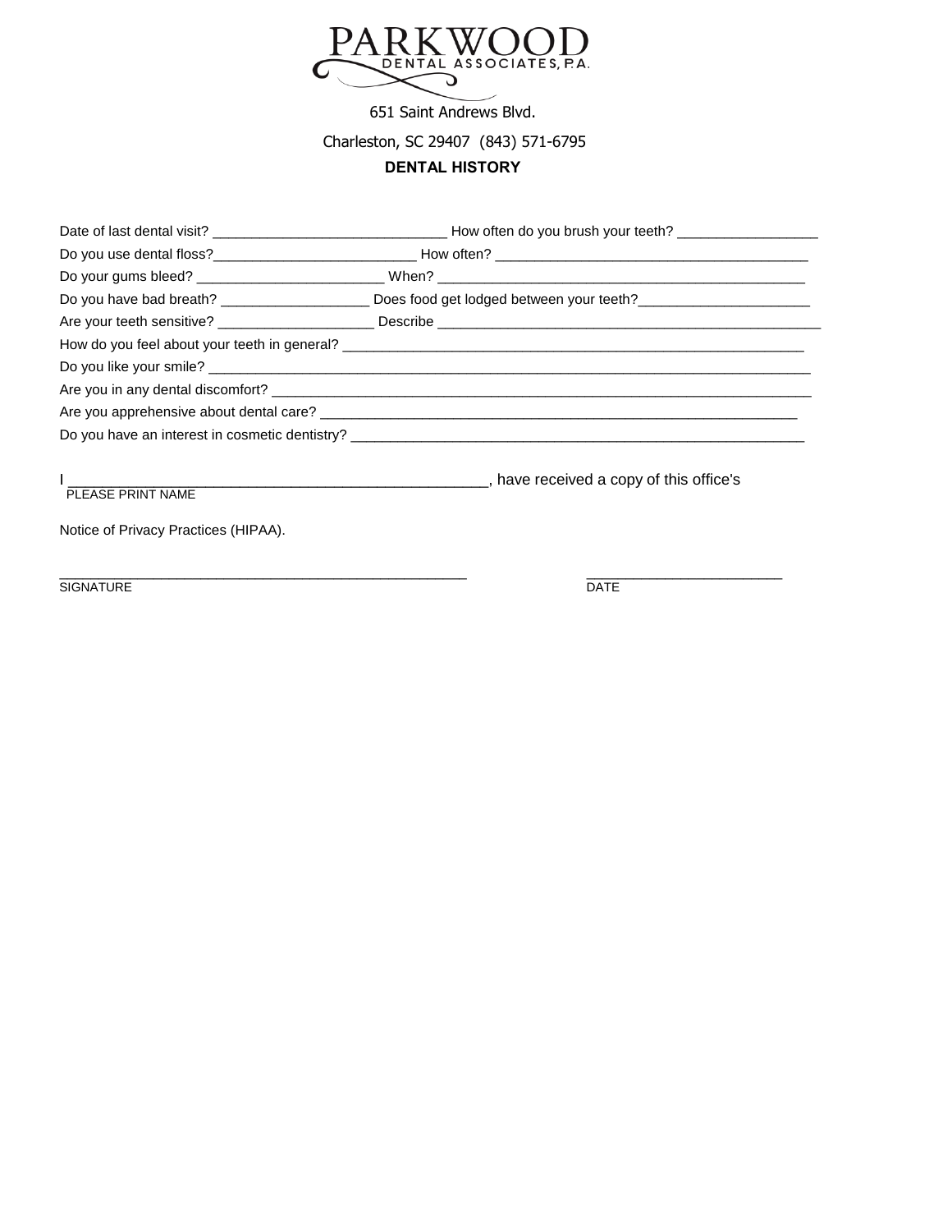PARKWOOD DENTAL ASSOCIATES, P.A.

651 Saint Andrews Blvd.

Charleston, SC 29407 (843) 571-6795

**DENTAL HISTORY**

Date of last dental visit? ______________________________ How often do you brush your teeth? __________________

Do you use dental floss?__________________________ How often? ________________________________________

Do your gums bleed? ________________________ When? _________________________________________________

Do you have bad breath? ___________________ Does food get lodged between your teeth?______________________

Are your teeth sensitive? ____________________ Describe ____________________________________________________

How do you feel about your teeth in general? ______________________________________________________________

Do you like your smile? _________________________________________________________________________________

Are you in any dental discomfort? _______________________________________________________________________

Are you apprehensive about dental care? _________________________________________________________________

Do you have an interest in cosmetic dentistry? ______________________________________________________________

I _____________________________________________________, have received a copy of this office's
PLEASE PRINT NAME

Notice of Privacy Practices (HIPAA).

______________________________________________________ __________________________
SIGNATURE DATE